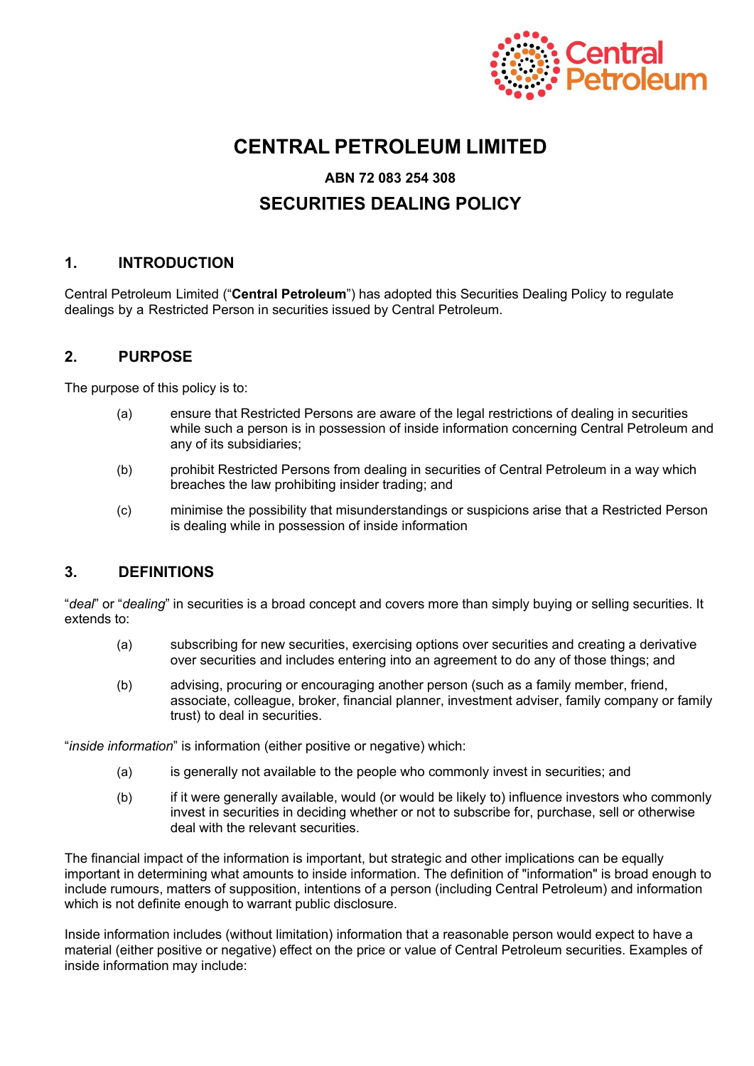# CENTRAL PETROLEUM LIMITED

### ABN 72 083 254 308

## SECURITIES DEALING POLICY

## 1. INTRODUCTION

Central Petroleum Limited ("**Central Petroleum**") has adopted this Securities Dealing Policy to regulate dealings by a Restricted Person in securities issued by Central Petroleum.

## 2. PURPOSE

The purpose of this policy is to:

(a) ensure that Restricted Persons are aware of the legal restrictions of dealing in securities while such a person is in possession of inside information concerning Central Petroleum and any of its subsidiaries;

(b) prohibit Restricted Persons from dealing in securities of Central Petroleum in a way which breaches the law prohibiting insider trading; and

(c) minimise the possibility that misunderstandings or suspicions arise that a Restricted Person is dealing while in possession of inside information

## 3. DEFINITIONS

"*deal*" or "*dealing*" in securities is a broad concept and covers more than simply buying or selling securities. It extends to:

(a) subscribing for new securities, exercising options over securities and creating a derivative over securities and includes entering into an agreement to do any of those things; and

(b) advising, procuring or encouraging another person (such as a family member, friend, associate, colleague, broker, financial planner, investment adviser, family company or family trust) to deal in securities.

"*inside information*" is information (either positive or negative) which:

(a) is generally not available to the people who commonly invest in securities; and

(b) if it were generally available, would (or would be likely to) influence investors who commonly invest in securities in deciding whether or not to subscribe for, purchase, sell or otherwise deal with the relevant securities.

The financial impact of the information is important, but strategic and other implications can be equally important in determining what amounts to inside information. The definition of "information" is broad enough to include rumours, matters of supposition, intentions of a person (including Central Petroleum) and information which is not definite enough to warrant public disclosure.

Inside information includes (without limitation) information that a reasonable person would expect to have a material (either positive or negative) effect on the price or value of Central Petroleum securities. Examples of inside information may include: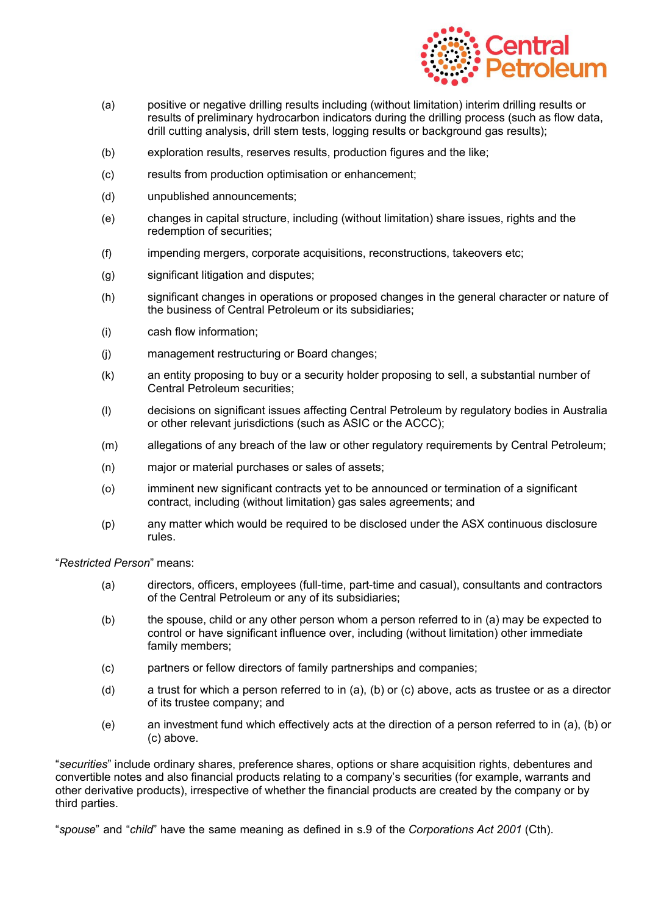(a) positive or negative drilling results including (without limitation) interim drilling results or results of preliminary hydrocarbon indicators during the drilling process (such as flow data, drill cutting analysis, drill stem tests, logging results or background gas results);

(b) exploration results, reserves results, production figures and the like;

(c) results from production optimisation or enhancement;

(d) unpublished announcements;

(e) changes in capital structure, including (without limitation) share issues, rights and the redemption of securities;

(f) impending mergers, corporate acquisitions, reconstructions, takeovers etc;

(g) significant litigation and disputes;

(h) significant changes in operations or proposed changes in the general character or nature of the business of Central Petroleum or its subsidiaries;

(i) cash flow information;

(j) management restructuring or Board changes;

(k) an entity proposing to buy or a security holder proposing to sell, a substantial number of Central Petroleum securities;

(l) decisions on significant issues affecting Central Petroleum by regulatory bodies in Australia or other relevant jurisdictions (such as ASIC or the ACCC);

(m) allegations of any breach of the law or other regulatory requirements by Central Petroleum;

(n) major or material purchases or sales of assets;

(o) imminent new significant contracts yet to be announced or termination of a significant contract, including (without limitation) gas sales agreements; and

(p) any matter which would be required to be disclosed under the ASX continuous disclosure rules.

"*Restricted Person*" means:

(a) directors, officers, employees (full-time, part-time and casual), consultants and contractors of the Central Petroleum or any of its subsidiaries;

(b) the spouse, child or any other person whom a person referred to in (a) may be expected to control or have significant influence over, including (without limitation) other immediate family members;

(c) partners or fellow directors of family partnerships and companies;

(d) a trust for which a person referred to in (a), (b) or (c) above, acts as trustee or as a director of its trustee company; and

(e) an investment fund which effectively acts at the direction of a person referred to in (a), (b) or (c) above.

"*securities*" include ordinary shares, preference shares, options or share acquisition rights, debentures and convertible notes and also financial products relating to a company's securities (for example, warrants and other derivative products), irrespective of whether the financial products are created by the company or by third parties.

"*spouse*" and "*child*" have the same meaning as defined in s.9 of the *Corporations Act 2001* (Cth).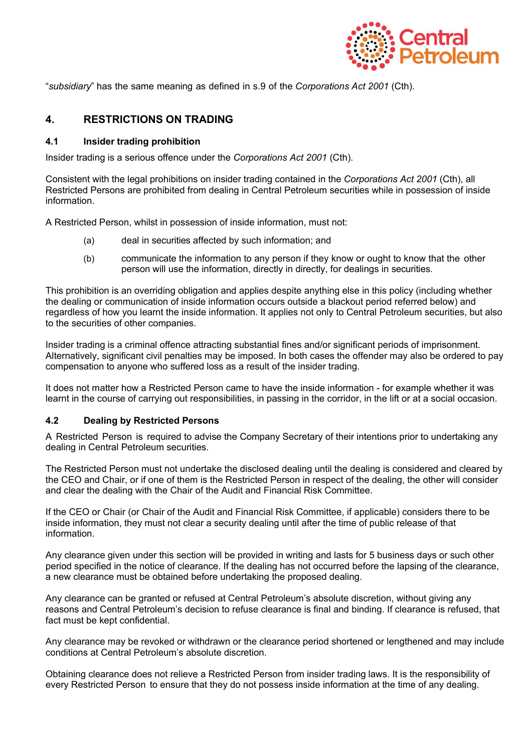"*subsidiary*" has the same meaning as defined in s.9 of the *Corporations Act 2001* (Cth).

## 4. RESTRICTIONS ON TRADING

### 4.1 Insider trading prohibition

Insider trading is a serious offence under the *Corporations Act 2001* (Cth).

Consistent with the legal prohibitions on insider trading contained in the *Corporations Act 2001* (Cth), all Restricted Persons are prohibited from dealing in Central Petroleum securities while in possession of inside information.

A Restricted Person, whilst in possession of inside information, must not:

(a) deal in securities affected by such information; and

(b) communicate the information to any person if they know or ought to know that the other person will use the information, directly in directly, for dealings in securities.

This prohibition is an overriding obligation and applies despite anything else in this policy (including whether the dealing or communication of inside information occurs outside a blackout period referred below) and regardless of how you learnt the inside information. It applies not only to Central Petroleum securities, but also to the securities of other companies.

Insider trading is a criminal offence attracting substantial fines and/or significant periods of imprisonment. Alternatively, significant civil penalties may be imposed. In both cases the offender may also be ordered to pay compensation to anyone who suffered loss as a result of the insider trading.

It does not matter how a Restricted Person came to have the inside information - for example whether it was learnt in the course of carrying out responsibilities, in passing in the corridor, in the lift or at a social occasion.

### 4.2 Dealing by Restricted Persons

A Restricted Person is required to advise the Company Secretary of their intentions prior to undertaking any dealing in Central Petroleum securities.

The Restricted Person must not undertake the disclosed dealing until the dealing is considered and cleared by the CEO and Chair, or if one of them is the Restricted Person in respect of the dealing, the other will consider and clear the dealing with the Chair of the Audit and Financial Risk Committee.

If the CEO or Chair (or Chair of the Audit and Financial Risk Committee, if applicable) considers there to be inside information, they must not clear a security dealing until after the time of public release of that information.

Any clearance given under this section will be provided in writing and lasts for 5 business days or such other period specified in the notice of clearance. If the dealing has not occurred before the lapsing of the clearance, a new clearance must be obtained before undertaking the proposed dealing.

Any clearance can be granted or refused at Central Petroleum's absolute discretion, without giving any reasons and Central Petroleum's decision to refuse clearance is final and binding. If clearance is refused, that fact must be kept confidential.

Any clearance may be revoked or withdrawn or the clearance period shortened or lengthened and may include conditions at Central Petroleum's absolute discretion.

Obtaining clearance does not relieve a Restricted Person from insider trading laws. It is the responsibility of every Restricted Person to ensure that they do not possess inside information at the time of any dealing.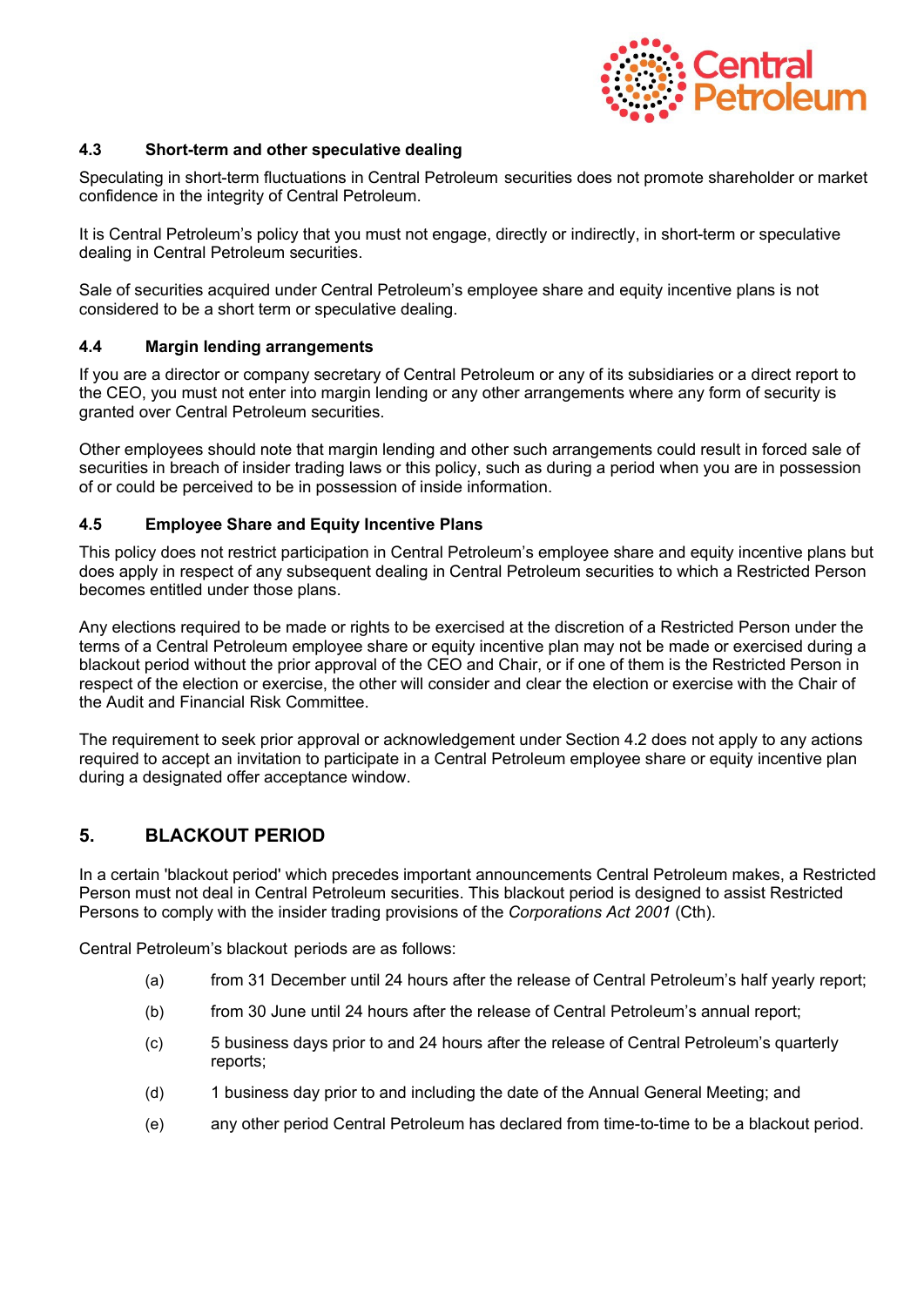### 4.3 Short-term and other speculative dealing

Speculating in short-term fluctuations in Central Petroleum securities does not promote shareholder or market confidence in the integrity of Central Petroleum.

It is Central Petroleum's policy that you must not engage, directly or indirectly, in short-term or speculative dealing in Central Petroleum securities.

Sale of securities acquired under Central Petroleum's employee share and equity incentive plans is not considered to be a short term or speculative dealing.

### 4.4 Margin lending arrangements

If you are a director or company secretary of Central Petroleum or any of its subsidiaries or a direct report to the CEO, you must not enter into margin lending or any other arrangements where any form of security is granted over Central Petroleum securities.

Other employees should note that margin lending and other such arrangements could result in forced sale of securities in breach of insider trading laws or this policy, such as during a period when you are in possession of or could be perceived to be in possession of inside information.

### 4.5 Employee Share and Equity Incentive Plans

This policy does not restrict participation in Central Petroleum's employee share and equity incentive plans but does apply in respect of any subsequent dealing in Central Petroleum securities to which a Restricted Person becomes entitled under those plans.

Any elections required to be made or rights to be exercised at the discretion of a Restricted Person under the terms of a Central Petroleum employee share or equity incentive plan may not be made or exercised during a blackout period without the prior approval of the CEO and Chair, or if one of them is the Restricted Person in respect of the election or exercise, the other will consider and clear the election or exercise with the Chair of the Audit and Financial Risk Committee.

The requirement to seek prior approval or acknowledgement under Section 4.2 does not apply to any actions required to accept an invitation to participate in a Central Petroleum employee share or equity incentive plan during a designated offer acceptance window.

## 5. BLACKOUT PERIOD

In a certain 'blackout period' which precedes important announcements Central Petroleum makes, a Restricted Person must not deal in Central Petroleum securities. This blackout period is designed to assist Restricted Persons to comply with the insider trading provisions of the *Corporations Act 2001* (Cth).

Central Petroleum's blackout periods are as follows:

(a) from 31 December until 24 hours after the release of Central Petroleum's half yearly report;

(b) from 30 June until 24 hours after the release of Central Petroleum's annual report;

(c) 5 business days prior to and 24 hours after the release of Central Petroleum's quarterly reports;

(d) 1 business day prior to and including the date of the Annual General Meeting; and

(e) any other period Central Petroleum has declared from time-to-time to be a blackout period.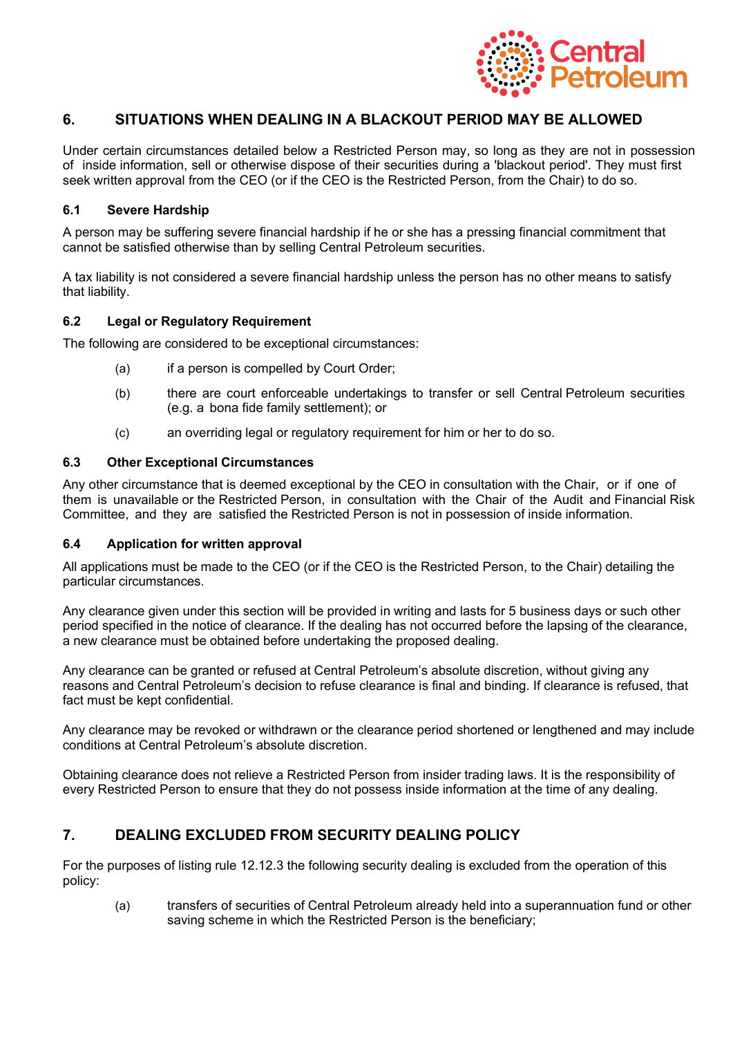## 6. SITUATIONS WHEN DEALING IN A BLACKOUT PERIOD MAY BE ALLOWED

Under certain circumstances detailed below a Restricted Person may, so long as they are not in possession of inside information, sell or otherwise dispose of their securities during a 'blackout period'. They must first seek written approval from the CEO (or if the CEO is the Restricted Person, from the Chair) to do so.

### 6.1 Severe Hardship

A person may be suffering severe financial hardship if he or she has a pressing financial commitment that cannot be satisfied otherwise than by selling Central Petroleum securities.

A tax liability is not considered a severe financial hardship unless the person has no other means to satisfy that liability.

### 6.2 Legal or Regulatory Requirement

The following are considered to be exceptional circumstances:

(a) if a person is compelled by Court Order;

(b) there are court enforceable undertakings to transfer or sell Central Petroleum securities (e.g. a bona fide family settlement); or

(c) an overriding legal or regulatory requirement for him or her to do so.

### 6.3 Other Exceptional Circumstances

Any other circumstance that is deemed exceptional by the CEO in consultation with the Chair, or if one of them is unavailable or the Restricted Person, in consultation with the Chair of the Audit and Financial Risk Committee, and they are satisfied the Restricted Person is not in possession of inside information.

### 6.4 Application for written approval

All applications must be made to the CEO (or if the CEO is the Restricted Person, to the Chair) detailing the particular circumstances.

Any clearance given under this section will be provided in writing and lasts for 5 business days or such other period specified in the notice of clearance. If the dealing has not occurred before the lapsing of the clearance, a new clearance must be obtained before undertaking the proposed dealing.

Any clearance can be granted or refused at Central Petroleum's absolute discretion, without giving any reasons and Central Petroleum's decision to refuse clearance is final and binding. If clearance is refused, that fact must be kept confidential.

Any clearance may be revoked or withdrawn or the clearance period shortened or lengthened and may include conditions at Central Petroleum's absolute discretion.

Obtaining clearance does not relieve a Restricted Person from insider trading laws. It is the responsibility of every Restricted Person to ensure that they do not possess inside information at the time of any dealing.

## 7. DEALING EXCLUDED FROM SECURITY DEALING POLICY

For the purposes of listing rule 12.12.3 the following security dealing is excluded from the operation of this policy:

(a) transfers of securities of Central Petroleum already held into a superannuation fund or other saving scheme in which the Restricted Person is the beneficiary;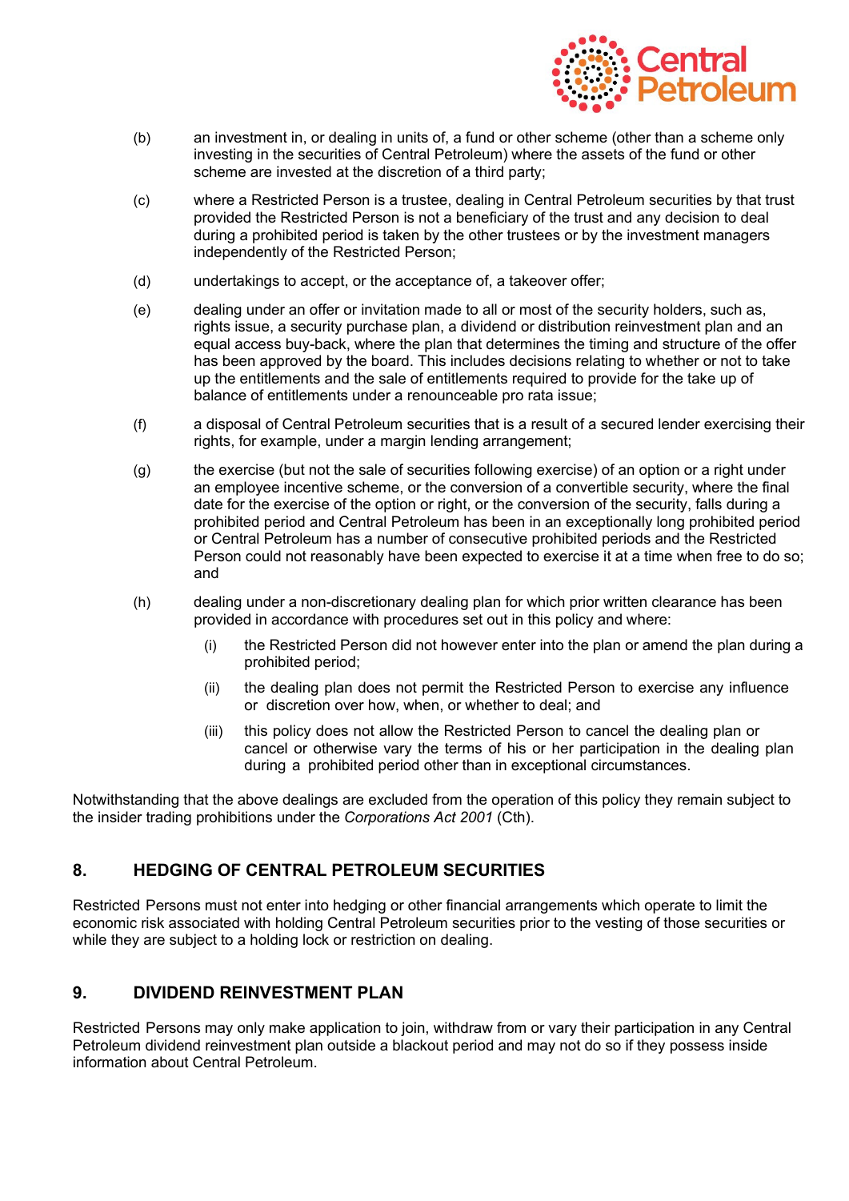(b) an investment in, or dealing in units of, a fund or other scheme (other than a scheme only investing in the securities of Central Petroleum) where the assets of the fund or other scheme are invested at the discretion of a third party;

(c) where a Restricted Person is a trustee, dealing in Central Petroleum securities by that trust provided the Restricted Person is not a beneficiary of the trust and any decision to deal during a prohibited period is taken by the other trustees or by the investment managers independently of the Restricted Person;

(d) undertakings to accept, or the acceptance of, a takeover offer;

(e) dealing under an offer or invitation made to all or most of the security holders, such as, rights issue, a security purchase plan, a dividend or distribution reinvestment plan and an equal access buy-back, where the plan that determines the timing and structure of the offer has been approved by the board. This includes decisions relating to whether or not to take up the entitlements and the sale of entitlements required to provide for the take up of balance of entitlements under a renounceable pro rata issue;

(f) a disposal of Central Petroleum securities that is a result of a secured lender exercising their rights, for example, under a margin lending arrangement;

(g) the exercise (but not the sale of securities following exercise) of an option or a right under an employee incentive scheme, or the conversion of a convertible security, where the final date for the exercise of the option or right, or the conversion of the security, falls during a prohibited period and Central Petroleum has been in an exceptionally long prohibited period or Central Petroleum has a number of consecutive prohibited periods and the Restricted Person could not reasonably have been expected to exercise it at a time when free to do so; and

(h) dealing under a non-discretionary dealing plan for which prior written clearance has been provided in accordance with procedures set out in this policy and where:

    (i) the Restricted Person did not however enter into the plan or amend the plan during a prohibited period;

    (ii) the dealing plan does not permit the Restricted Person to exercise any influence or discretion over how, when, or whether to deal; and

    (iii) this policy does not allow the Restricted Person to cancel the dealing plan or cancel or otherwise vary the terms of his or her participation in the dealing plan during a prohibited period other than in exceptional circumstances.

Notwithstanding that the above dealings are excluded from the operation of this policy they remain subject to the insider trading prohibitions under the *Corporations Act 2001* (Cth).

## 8. HEDGING OF CENTRAL PETROLEUM SECURITIES

Restricted Persons must not enter into hedging or other financial arrangements which operate to limit the economic risk associated with holding Central Petroleum securities prior to the vesting of those securities or while they are subject to a holding lock or restriction on dealing.

## 9. DIVIDEND REINVESTMENT PLAN

Restricted Persons may only make application to join, withdraw from or vary their participation in any Central Petroleum dividend reinvestment plan outside a blackout period and may not do so if they possess inside information about Central Petroleum.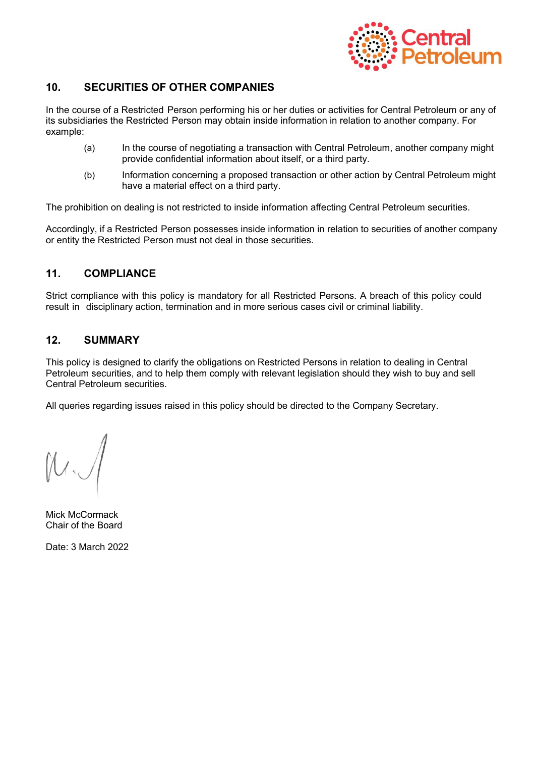## 10. SECURITIES OF OTHER COMPANIES

In the course of a Restricted Person performing his or her duties or activities for Central Petroleum or any of its subsidiaries the Restricted Person may obtain inside information in relation to another company. For example:

(a) In the course of negotiating a transaction with Central Petroleum, another company might provide confidential information about itself, or a third party.

(b) Information concerning a proposed transaction or other action by Central Petroleum might have a material effect on a third party.

The prohibition on dealing is not restricted to inside information affecting Central Petroleum securities.

Accordingly, if a Restricted Person possesses inside information in relation to securities of another company or entity the Restricted Person must not deal in those securities.

## 11. COMPLIANCE

Strict compliance with this policy is mandatory for all Restricted Persons. A breach of this policy could result in disciplinary action, termination and in more serious cases civil or criminal liability.

## 12. SUMMARY

This policy is designed to clarify the obligations on Restricted Persons in relation to dealing in Central Petroleum securities, and to help them comply with relevant legislation should they wish to buy and sell Central Petroleum securities.

All queries regarding issues raised in this policy should be directed to the Company Secretary.

Mick McCormack
Chair of the Board

Date: 3 March 2022